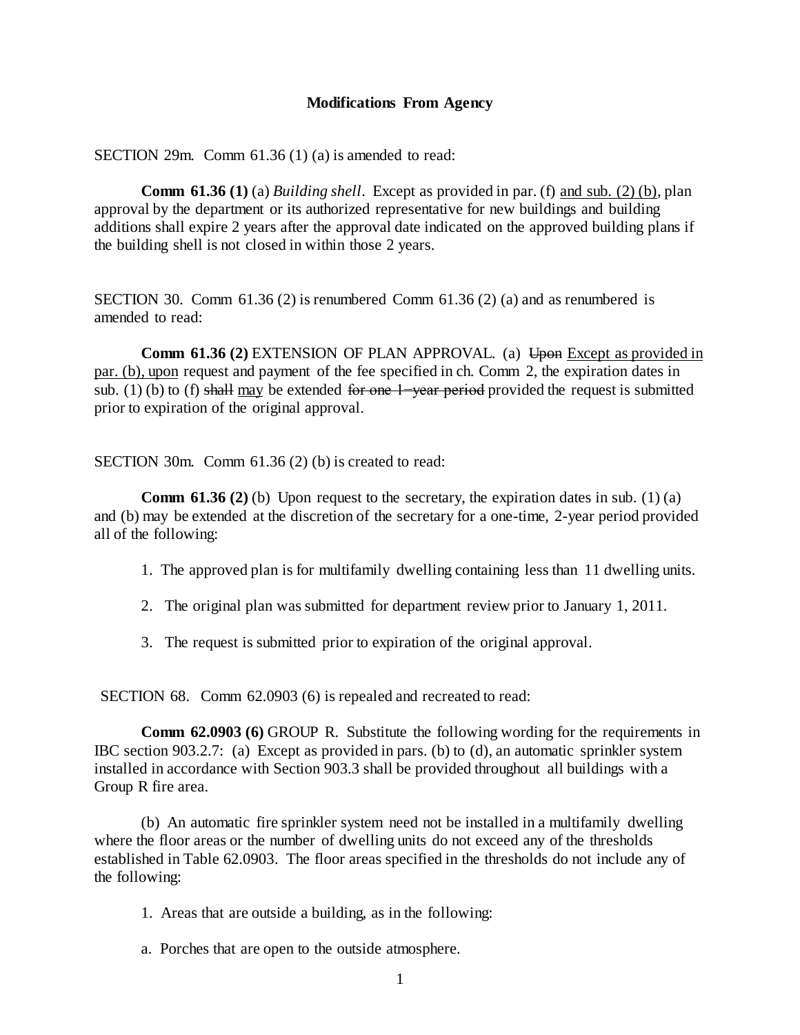## Modifications From Agency

SECTION 29m. Comm 61.36 (1) (a) is amended to read:

**Comm 61.36 (1)** (a) *Building shell*. Except as provided in par. (f) <u>and sub. (2) (b)</u>, plan approval by the department or its authorized representative for new buildings and building additions shall expire 2 years after the approval date indicated on the approved building plans if the building shell is not closed in within those 2 years.

SECTION 30. Comm 61.36 (2) is renumbered Comm 61.36 (2) (a) and as renumbered is amended to read:

**Comm 61.36 (2)** EXTENSION OF PLAN APPROVAL. (a) ~~Upon~~ <u>Except as provided in par. (b), upon</u> request and payment of the fee specified in ch. Comm 2, the expiration dates in sub. (1) (b) to (f) ~~shall~~ <u>may</u> be extended ~~for one 1–year period~~ provided the request is submitted prior to expiration of the original approval.

SECTION 30m. Comm 61.36 (2) (b) is created to read:

**Comm 61.36 (2)** (b) Upon request to the secretary, the expiration dates in sub. (1) (a) and (b) may be extended at the discretion of the secretary for a one-time, 2-year period provided all of the following:

1. The approved plan is for multifamily dwelling containing less than 11 dwelling units.

2. The original plan was submitted for department review prior to January 1, 2011.

3. The request is submitted prior to expiration of the original approval.

SECTION 68. Comm 62.0903 (6) is repealed and recreated to read:

**Comm 62.0903 (6)** GROUP R. Substitute the following wording for the requirements in IBC section 903.2.7: (a) Except as provided in pars. (b) to (d), an automatic sprinkler system installed in accordance with Section 903.3 shall be provided throughout all buildings with a Group R fire area.

(b) An automatic fire sprinkler system need not be installed in a multifamily dwelling where the floor areas or the number of dwelling units do not exceed any of the thresholds established in Table 62.0903. The floor areas specified in the thresholds do not include any of the following:

1. Areas that are outside a building, as in the following:

a. Porches that are open to the outside atmosphere.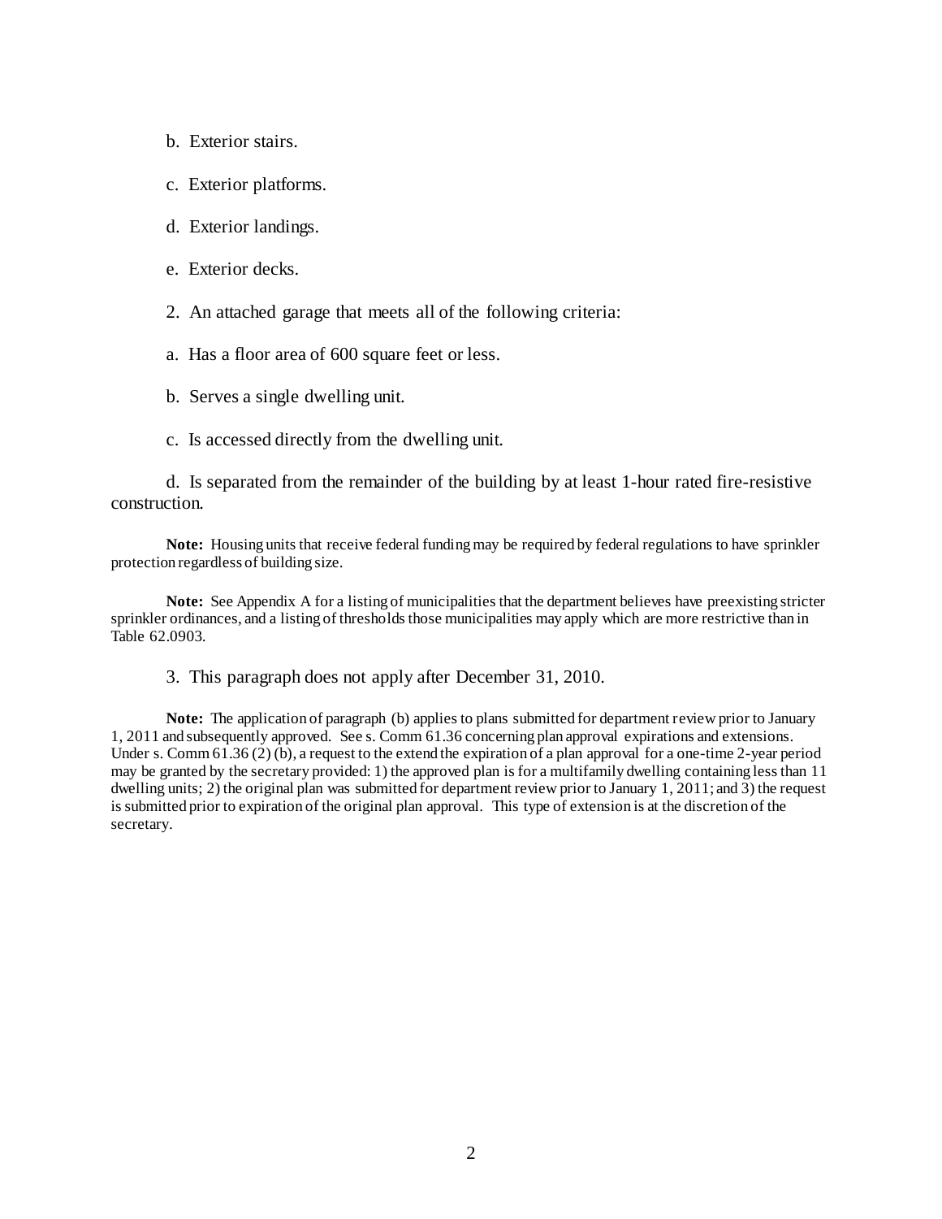b. Exterior stairs.

c. Exterior platforms.

d. Exterior landings.

e. Exterior decks.

2. An attached garage that meets all of the following criteria:

a. Has a floor area of 600 square feet or less.

b. Serves a single dwelling unit.

c. Is accessed directly from the dwelling unit.

d. Is separated from the remainder of the building by at least 1-hour rated fire-resistive construction.

**Note:** Housing units that receive federal funding may be required by federal regulations to have sprinkler protection regardless of building size.

**Note:** See Appendix A for a listing of municipalities that the department believes have preexisting stricter sprinkler ordinances, and a listing of thresholds those municipalities may apply which are more restrictive than in Table 62.0903.

3. This paragraph does not apply after December 31, 2010.

**Note:** The application of paragraph (b) applies to plans submitted for department review prior to January 1, 2011 and subsequently approved. See s. Comm 61.36 concerning plan approval expirations and extensions. Under s. Comm 61.36 (2) (b), a request to the extend the expiration of a plan approval for a one-time 2-year period may be granted by the secretary provided: 1) the approved plan is for a multifamily dwelling containing less than 11 dwelling units; 2) the original plan was submitted for department review prior to January 1, 2011; and 3) the request is submitted prior to expiration of the original plan approval. This type of extension is at the discretion of the secretary.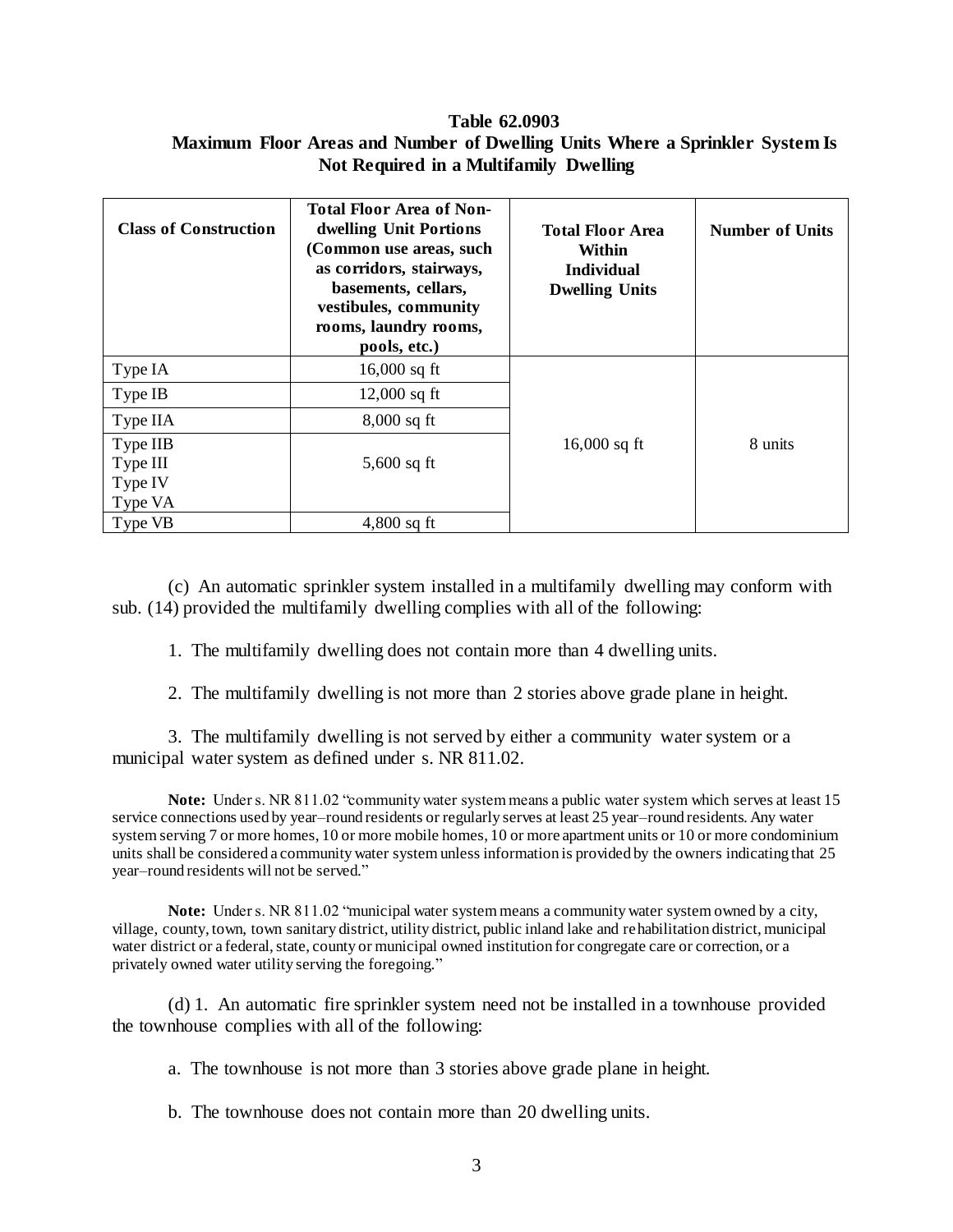**Table 62.0903**
**Maximum Floor Areas and Number of Dwelling Units Where a Sprinkler System Is Not Required in a Multifamily Dwelling**

| Class of Construction | Total Floor Area of Non-dwelling Unit Portions (Common use areas, such as corridors, stairways, basements, cellars, vestibules, community rooms, laundry rooms, pools, etc.) | Total Floor Area Within Individual Dwelling Units | Number of Units |
|---|---|---|---|
| Type IA | 16,000 sq ft | 16,000 sq ft | 8 units |
| Type IB | 12,000 sq ft | | |
| Type IIA | 8,000 sq ft | | |
| Type IIB<br>Type III<br>Type IV<br>Type VA | 5,600 sq ft | | |
| Type VB | 4,800 sq ft | | |

(c) An automatic sprinkler system installed in a multifamily dwelling may conform with sub. (14) provided the multifamily dwelling complies with all of the following:

1. The multifamily dwelling does not contain more than 4 dwelling units.

2. The multifamily dwelling is not more than 2 stories above grade plane in height.

3. The multifamily dwelling is not served by either a community water system or a municipal water system as defined under s. NR 811.02.

**Note:** Under s. NR 811.02 "community water system means a public water system which serves at least 15 service connections used by year–round residents or regularly serves at least 25 year–round residents. Any water system serving 7 or more homes, 10 or more mobile homes, 10 or more apartment units or 10 or more condominium units shall be considered a community water system unless information is provided by the owners indicating that 25 year–round residents will not be served."

**Note:** Under s. NR 811.02 "municipal water system means a community water system owned by a city, village, county, town, town sanitary district, utility district, public inland lake and rehabilitation district, municipal water district or a federal, state, county or municipal owned institution for congregate care or correction, or a privately owned water utility serving the foregoing."

(d) 1. An automatic fire sprinkler system need not be installed in a townhouse provided the townhouse complies with all of the following:

a. The townhouse is not more than 3 stories above grade plane in height.

b. The townhouse does not contain more than 20 dwelling units.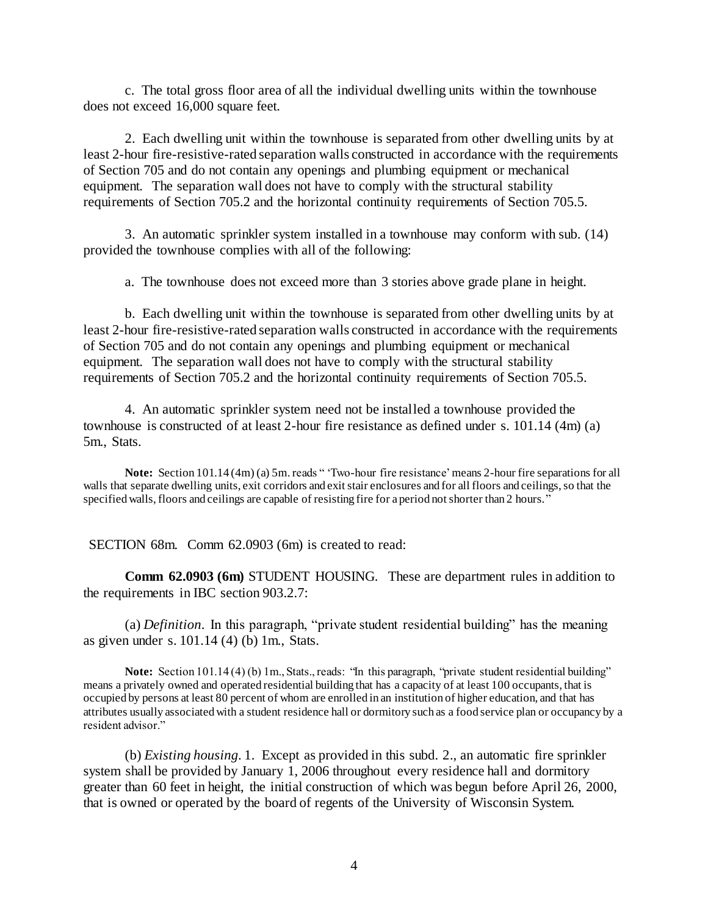c. The total gross floor area of all the individual dwelling units within the townhouse does not exceed 16,000 square feet.

2. Each dwelling unit within the townhouse is separated from other dwelling units by at least 2-hour fire-resistive-rated separation walls constructed in accordance with the requirements of Section 705 and do not contain any openings and plumbing equipment or mechanical equipment. The separation wall does not have to comply with the structural stability requirements of Section 705.2 and the horizontal continuity requirements of Section 705.5.

3. An automatic sprinkler system installed in a townhouse may conform with sub. (14) provided the townhouse complies with all of the following:

a. The townhouse does not exceed more than 3 stories above grade plane in height.

b. Each dwelling unit within the townhouse is separated from other dwelling units by at least 2-hour fire-resistive-rated separation walls constructed in accordance with the requirements of Section 705 and do not contain any openings and plumbing equipment or mechanical equipment. The separation wall does not have to comply with the structural stability requirements of Section 705.2 and the horizontal continuity requirements of Section 705.5.

4. An automatic sprinkler system need not be installed a townhouse provided the townhouse is constructed of at least 2-hour fire resistance as defined under s. 101.14 (4m) (a) 5m., Stats.

**Note:** Section 101.14 (4m) (a) 5m. reads " 'Two-hour fire resistance' means 2-hour fire separations for all walls that separate dwelling units, exit corridors and exit stair enclosures and for all floors and ceilings, so that the specified walls, floors and ceilings are capable of resisting fire for a period not shorter than 2 hours."

SECTION 68m. Comm 62.0903 (6m) is created to read:

**Comm 62.0903 (6m)** STUDENT HOUSING. These are department rules in addition to the requirements in IBC section 903.2.7:

(a) *Definition*. In this paragraph, "private student residential building" has the meaning as given under s. 101.14 (4) (b) 1m., Stats.

**Note:** Section 101.14 (4) (b) 1m., Stats., reads: "In this paragraph, "private student residential building" means a privately owned and operated residential building that has a capacity of at least 100 occupants, that is occupied by persons at least 80 percent of whom are enrolled in an institution of higher education, and that has attributes usually associated with a student residence hall or dormitory such as a food service plan or occupancy by a resident advisor."

(b) *Existing housing*. 1. Except as provided in this subd. 2., an automatic fire sprinkler system shall be provided by January 1, 2006 throughout every residence hall and dormitory greater than 60 feet in height, the initial construction of which was begun before April 26, 2000, that is owned or operated by the board of regents of the University of Wisconsin System.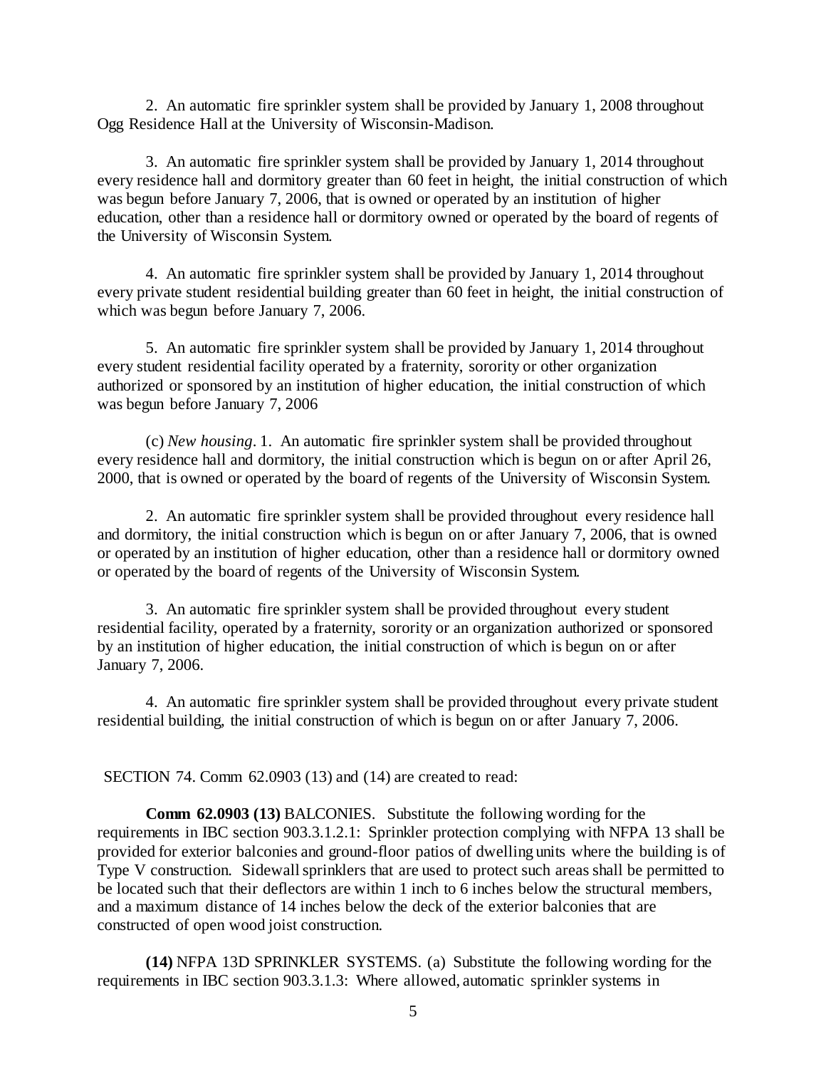2. An automatic fire sprinkler system shall be provided by January 1, 2008 throughout Ogg Residence Hall at the University of Wisconsin-Madison.

3. An automatic fire sprinkler system shall be provided by January 1, 2014 throughout every residence hall and dormitory greater than 60 feet in height, the initial construction of which was begun before January 7, 2006, that is owned or operated by an institution of higher education, other than a residence hall or dormitory owned or operated by the board of regents of the University of Wisconsin System.

4. An automatic fire sprinkler system shall be provided by January 1, 2014 throughout every private student residential building greater than 60 feet in height, the initial construction of which was begun before January 7, 2006.

5. An automatic fire sprinkler system shall be provided by January 1, 2014 throughout every student residential facility operated by a fraternity, sorority or other organization authorized or sponsored by an institution of higher education, the initial construction of which was begun before January 7, 2006

(c) *New housing*. 1. An automatic fire sprinkler system shall be provided throughout every residence hall and dormitory, the initial construction which is begun on or after April 26, 2000, that is owned or operated by the board of regents of the University of Wisconsin System.

2. An automatic fire sprinkler system shall be provided throughout every residence hall and dormitory, the initial construction which is begun on or after January 7, 2006, that is owned or operated by an institution of higher education, other than a residence hall or dormitory owned or operated by the board of regents of the University of Wisconsin System.

3. An automatic fire sprinkler system shall be provided throughout every student residential facility, operated by a fraternity, sorority or an organization authorized or sponsored by an institution of higher education, the initial construction of which is begun on or after January 7, 2006.

4. An automatic fire sprinkler system shall be provided throughout every private student residential building, the initial construction of which is begun on or after January 7, 2006.

SECTION 74. Comm 62.0903 (13) and (14) are created to read:

**Comm 62.0903 (13)** BALCONIES. Substitute the following wording for the requirements in IBC section 903.3.1.2.1: Sprinkler protection complying with NFPA 13 shall be provided for exterior balconies and ground-floor patios of dwelling units where the building is of Type V construction. Sidewall sprinklers that are used to protect such areas shall be permitted to be located such that their deflectors are within 1 inch to 6 inches below the structural members, and a maximum distance of 14 inches below the deck of the exterior balconies that are constructed of open wood joist construction.

**(14)** NFPA 13D SPRINKLER SYSTEMS. (a) Substitute the following wording for the requirements in IBC section 903.3.1.3: Where allowed, automatic sprinkler systems in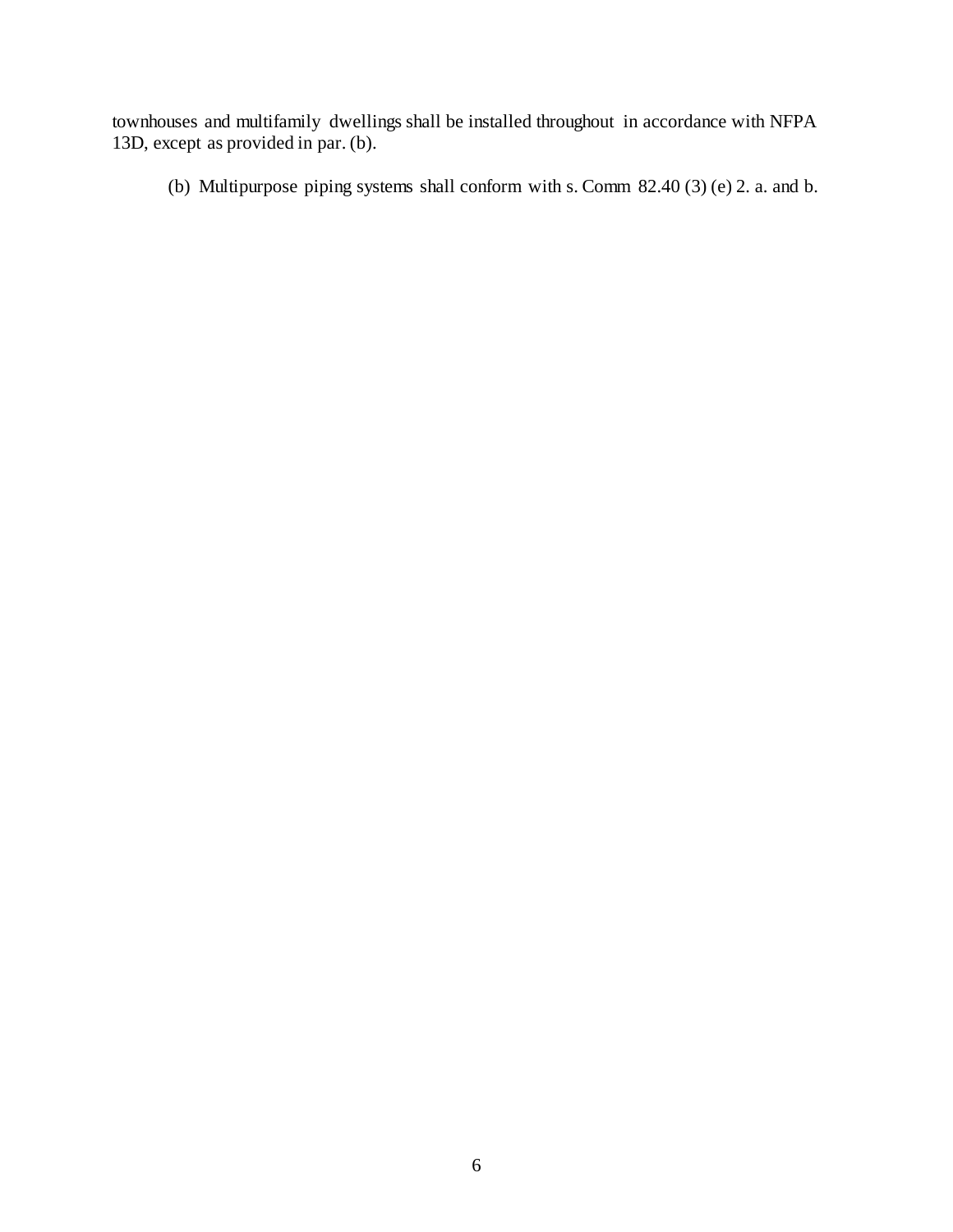townhouses and multifamily dwellings shall be installed throughout in accordance with NFPA 13D, except as provided in par. (b).

(b) Multipurpose piping systems shall conform with s. Comm 82.40 (3) (e) 2. a. and b.